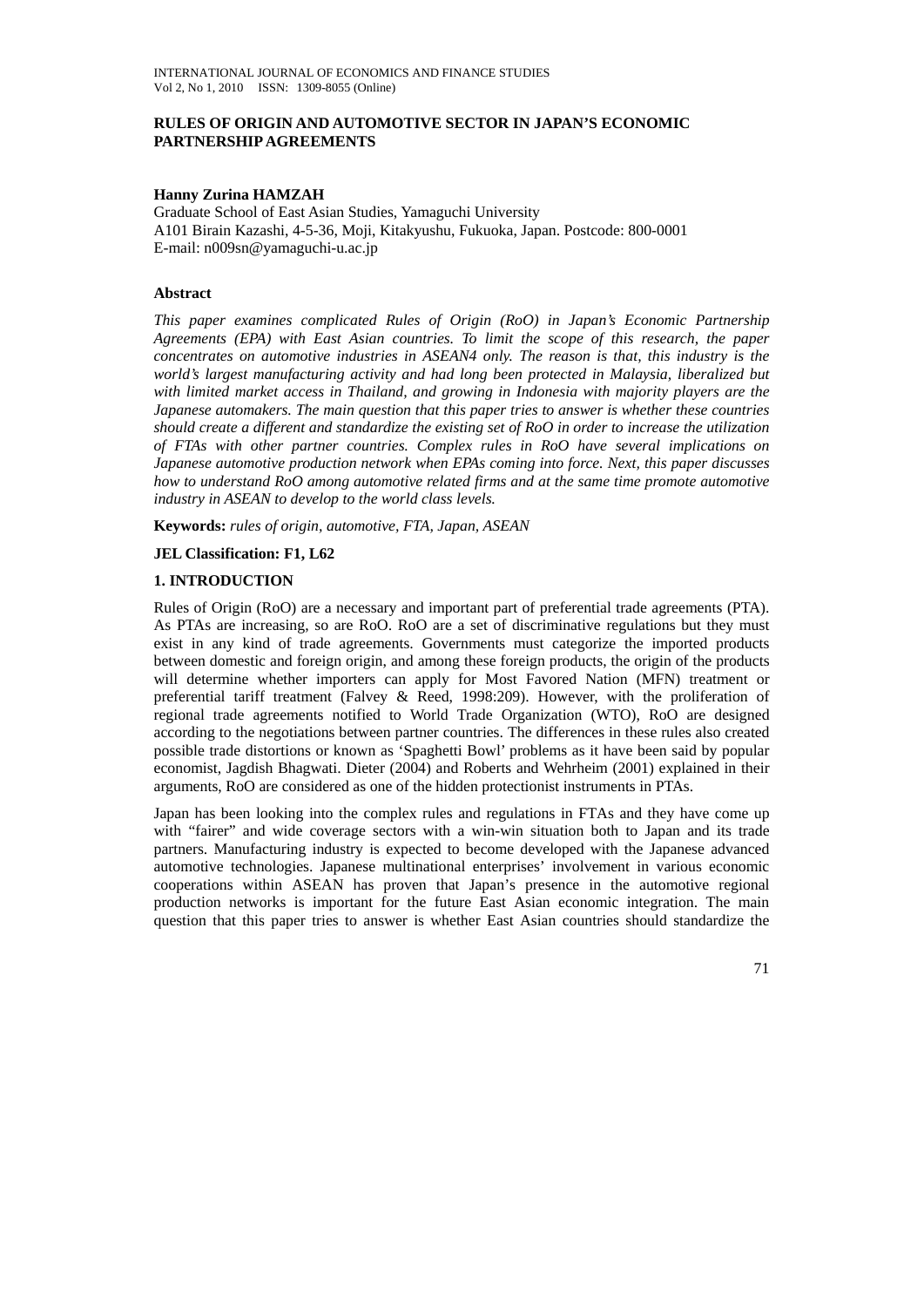# RULES OF ORIGIN AND AUTOMOTIVE SECTOR IN JAPAN'S ECONOMIC PARTNERSHIP AGREEMENTS

**Hanny Zurina HAMZAH**
Graduate School of East Asian Studies, Yamaguchi University
A101 Birain Kazashi, 4-5-36, Moji, Kitakyushu, Fukuoka, Japan. Postcode: 800-0001
E-mail: n009sn@yamaguchi-u.ac.jp

## Abstract

*This paper examines complicated Rules of Origin (RoO) in Japan's Economic Partnership Agreements (EPA) with East Asian countries. To limit the scope of this research, the paper concentrates on automotive industries in ASEAN4 only. The reason is that, this industry is the world's largest manufacturing activity and had long been protected in Malaysia, liberalized but with limited market access in Thailand, and growing in Indonesia with majority players are the Japanese automakers. The main question that this paper tries to answer is whether these countries should create a different and standardize the existing set of RoO in order to increase the utilization of FTAs with other partner countries. Complex rules in RoO have several implications on Japanese automotive production network when EPAs coming into force. Next, this paper discusses how to understand RoO among automotive related firms and at the same time promote automotive industry in ASEAN to develop to the world class levels.*

**Keywords:** *rules of origin, automotive, FTA, Japan, ASEAN*

**JEL Classification: F1, L62**

## 1. INTRODUCTION

Rules of Origin (RoO) are a necessary and important part of preferential trade agreements (PTA). As PTAs are increasing, so are RoO. RoO are a set of discriminative regulations but they must exist in any kind of trade agreements. Governments must categorize the imported products between domestic and foreign origin, and among these foreign products, the origin of the products will determine whether importers can apply for Most Favored Nation (MFN) treatment or preferential tariff treatment (Falvey & Reed, 1998:209). However, with the proliferation of regional trade agreements notified to World Trade Organization (WTO), RoO are designed according to the negotiations between partner countries. The differences in these rules also created possible trade distortions or known as 'Spaghetti Bowl' problems as it have been said by popular economist, Jagdish Bhagwati. Dieter (2004) and Roberts and Wehrheim (2001) explained in their arguments, RoO are considered as one of the hidden protectionist instruments in PTAs.

Japan has been looking into the complex rules and regulations in FTAs and they have come up with "fairer" and wide coverage sectors with a win-win situation both to Japan and its trade partners. Manufacturing industry is expected to become developed with the Japanese advanced automotive technologies. Japanese multinational enterprises' involvement in various economic cooperations within ASEAN has proven that Japan's presence in the automotive regional production networks is important for the future East Asian economic integration. The main question that this paper tries to answer is whether East Asian countries should standardize the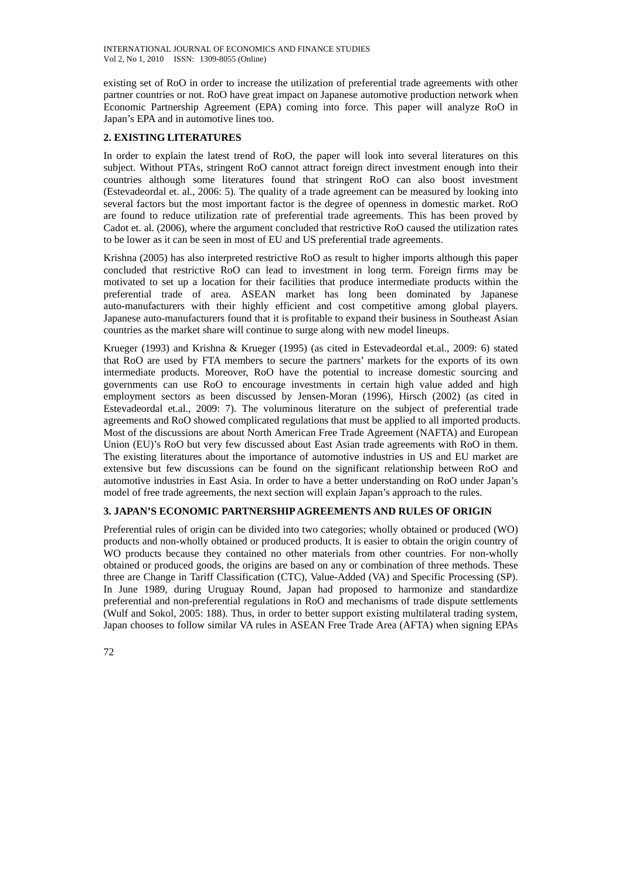existing set of RoO in order to increase the utilization of preferential trade agreements with other partner countries or not. RoO have great impact on Japanese automotive production network when Economic Partnership Agreement (EPA) coming into force. This paper will analyze RoO in Japan's EPA and in automotive lines too.

## 2. EXISTING LITERATURES

In order to explain the latest trend of RoO, the paper will look into several literatures on this subject. Without PTAs, stringent RoO cannot attract foreign direct investment enough into their countries although some literatures found that stringent RoO can also boost investment (Estevadeordal et. al., 2006: 5). The quality of a trade agreement can be measured by looking into several factors but the most important factor is the degree of openness in domestic market. RoO are found to reduce utilization rate of preferential trade agreements. This has been proved by Cadot et. al. (2006), where the argument concluded that restrictive RoO caused the utilization rates to be lower as it can be seen in most of EU and US preferential trade agreements.

Krishna (2005) has also interpreted restrictive RoO as result to higher imports although this paper concluded that restrictive RoO can lead to investment in long term. Foreign firms may be motivated to set up a location for their facilities that produce intermediate products within the preferential trade of area. ASEAN market has long been dominated by Japanese auto-manufacturers with their highly efficient and cost competitive among global players. Japanese auto-manufacturers found that it is profitable to expand their business in Southeast Asian countries as the market share will continue to surge along with new model lineups.

Krueger (1993) and Krishna & Krueger (1995) (as cited in Estevadeordal et.al., 2009: 6) stated that RoO are used by FTA members to secure the partners' markets for the exports of its own intermediate products. Moreover, RoO have the potential to increase domestic sourcing and governments can use RoO to encourage investments in certain high value added and high employment sectors as been discussed by Jensen-Moran (1996), Hirsch (2002) (as cited in Estevadeordal et.al., 2009: 7). The voluminous literature on the subject of preferential trade agreements and RoO showed complicated regulations that must be applied to all imported products. Most of the discussions are about North American Free Trade Agreement (NAFTA) and European Union (EU)'s RoO but very few discussed about East Asian trade agreements with RoO in them. The existing literatures about the importance of automotive industries in US and EU market are extensive but few discussions can be found on the significant relationship between RoO and automotive industries in East Asia. In order to have a better understanding on RoO under Japan's model of free trade agreements, the next section will explain Japan's approach to the rules.

## 3. JAPAN'S ECONOMIC PARTNERSHIP AGREEMENTS AND RULES OF ORIGIN

Preferential rules of origin can be divided into two categories; wholly obtained or produced (WO) products and non-wholly obtained or produced products. It is easier to obtain the origin country of WO products because they contained no other materials from other countries. For non-wholly obtained or produced goods, the origins are based on any or combination of three methods. These three are Change in Tariff Classification (CTC), Value-Added (VA) and Specific Processing (SP). In June 1989, during Uruguay Round, Japan had proposed to harmonize and standardize preferential and non-preferential regulations in RoO and mechanisms of trade dispute settlements (Wulf and Sokol, 2005: 188). Thus, in order to better support existing multilateral trading system, Japan chooses to follow similar VA rules in ASEAN Free Trade Area (AFTA) when signing EPAs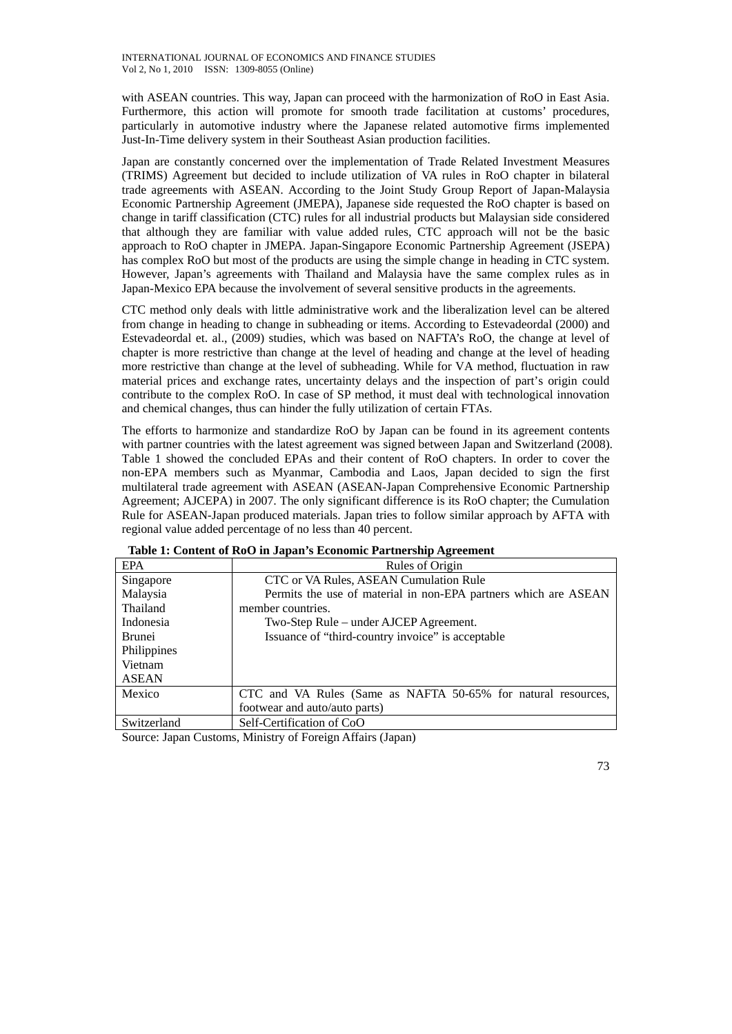with ASEAN countries. This way, Japan can proceed with the harmonization of RoO in East Asia. Furthermore, this action will promote for smooth trade facilitation at customs' procedures, particularly in automotive industry where the Japanese related automotive firms implemented Just-In-Time delivery system in their Southeast Asian production facilities.

Japan are constantly concerned over the implementation of Trade Related Investment Measures (TRIMS) Agreement but decided to include utilization of VA rules in RoO chapter in bilateral trade agreements with ASEAN. According to the Joint Study Group Report of Japan-Malaysia Economic Partnership Agreement (JMEPA), Japanese side requested the RoO chapter is based on change in tariff classification (CTC) rules for all industrial products but Malaysian side considered that although they are familiar with value added rules, CTC approach will not be the basic approach to RoO chapter in JMEPA. Japan-Singapore Economic Partnership Agreement (JSEPA) has complex RoO but most of the products are using the simple change in heading in CTC system. However, Japan's agreements with Thailand and Malaysia have the same complex rules as in Japan-Mexico EPA because the involvement of several sensitive products in the agreements.

CTC method only deals with little administrative work and the liberalization level can be altered from change in heading to change in subheading or items. According to Estevadeordal (2000) and Estevadeordal et. al., (2009) studies, which was based on NAFTA's RoO, the change at level of chapter is more restrictive than change at the level of heading and change at the level of heading more restrictive than change at the level of subheading. While for VA method, fluctuation in raw material prices and exchange rates, uncertainty delays and the inspection of part's origin could contribute to the complex RoO. In case of SP method, it must deal with technological innovation and chemical changes, thus can hinder the fully utilization of certain FTAs.

The efforts to harmonize and standardize RoO by Japan can be found in its agreement contents with partner countries with the latest agreement was signed between Japan and Switzerland (2008). Table 1 showed the concluded EPAs and their content of RoO chapters. In order to cover the non-EPA members such as Myanmar, Cambodia and Laos, Japan decided to sign the first multilateral trade agreement with ASEAN (ASEAN-Japan Comprehensive Economic Partnership Agreement; AJCEPA) in 2007. The only significant difference is its RoO chapter; the Cumulation Rule for ASEAN-Japan produced materials. Japan tries to follow similar approach by AFTA with regional value added percentage of no less than 40 percent.

**Table 1: Content of RoO in Japan's Economic Partnership Agreement**

| EPA | Rules of Origin |
|---|---|
| Singapore<br>Malaysia<br>Thailand<br>Indonesia<br>Brunei<br>Philippines<br>Vietnam<br>ASEAN | CTC or VA Rules, ASEAN Cumulation Rule<br>Permits the use of material in non-EPA partners which are ASEAN member countries.<br>Two-Step Rule – under AJCEP Agreement.<br>Issuance of "third-country invoice" is acceptable |
| Mexico | CTC and VA Rules (Same as NAFTA 50-65% for natural resources, footwear and auto/auto parts) |
| Switzerland | Self-Certification of CoO |

Source: Japan Customs, Ministry of Foreign Affairs (Japan)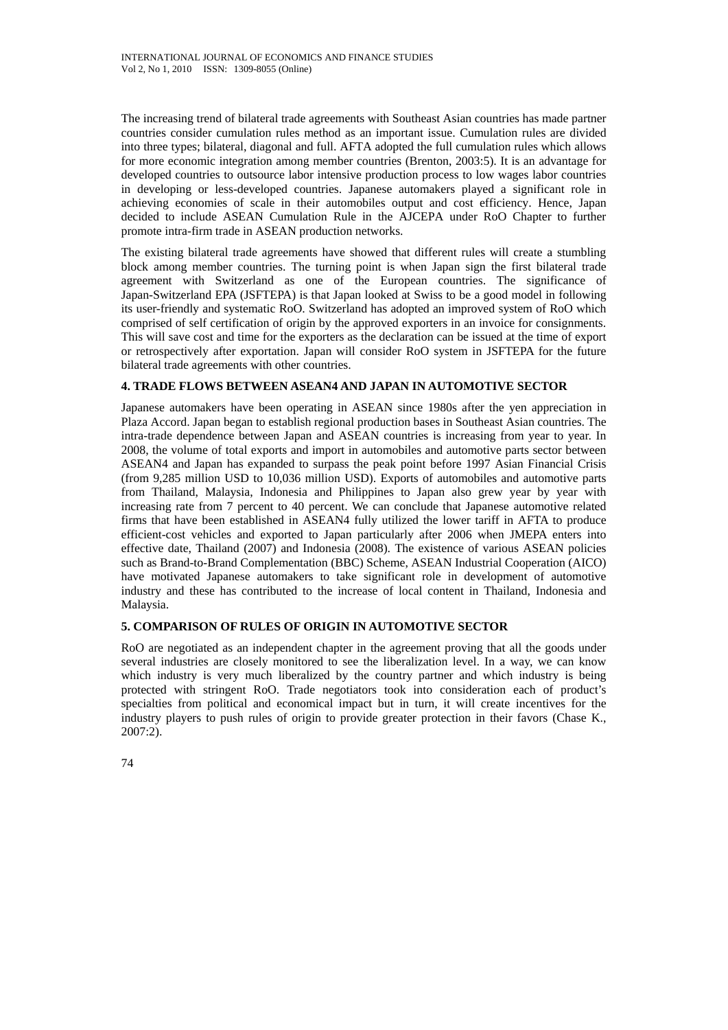The increasing trend of bilateral trade agreements with Southeast Asian countries has made partner countries consider cumulation rules method as an important issue. Cumulation rules are divided into three types; bilateral, diagonal and full. AFTA adopted the full cumulation rules which allows for more economic integration among member countries (Brenton, 2003:5). It is an advantage for developed countries to outsource labor intensive production process to low wages labor countries in developing or less-developed countries. Japanese automakers played a significant role in achieving economies of scale in their automobiles output and cost efficiency. Hence, Japan decided to include ASEAN Cumulation Rule in the AJCEPA under RoO Chapter to further promote intra-firm trade in ASEAN production networks.

The existing bilateral trade agreements have showed that different rules will create a stumbling block among member countries. The turning point is when Japan sign the first bilateral trade agreement with Switzerland as one of the European countries. The significance of Japan-Switzerland EPA (JSFTEPA) is that Japan looked at Swiss to be a good model in following its user-friendly and systematic RoO. Switzerland has adopted an improved system of RoO which comprised of self certification of origin by the approved exporters in an invoice for consignments. This will save cost and time for the exporters as the declaration can be issued at the time of export or retrospectively after exportation. Japan will consider RoO system in JSFTEPA for the future bilateral trade agreements with other countries.

## 4. TRADE FLOWS BETWEEN ASEAN4 AND JAPAN IN AUTOMOTIVE SECTOR

Japanese automakers have been operating in ASEAN since 1980s after the yen appreciation in Plaza Accord. Japan began to establish regional production bases in Southeast Asian countries. The intra-trade dependence between Japan and ASEAN countries is increasing from year to year. In 2008, the volume of total exports and import in automobiles and automotive parts sector between ASEAN4 and Japan has expanded to surpass the peak point before 1997 Asian Financial Crisis (from 9,285 million USD to 10,036 million USD). Exports of automobiles and automotive parts from Thailand, Malaysia, Indonesia and Philippines to Japan also grew year by year with increasing rate from 7 percent to 40 percent. We can conclude that Japanese automotive related firms that have been established in ASEAN4 fully utilized the lower tariff in AFTA to produce efficient-cost vehicles and exported to Japan particularly after 2006 when JMEPA enters into effective date, Thailand (2007) and Indonesia (2008). The existence of various ASEAN policies such as Brand-to-Brand Complementation (BBC) Scheme, ASEAN Industrial Cooperation (AICO) have motivated Japanese automakers to take significant role in development of automotive industry and these has contributed to the increase of local content in Thailand, Indonesia and Malaysia.

## 5. COMPARISON OF RULES OF ORIGIN IN AUTOMOTIVE SECTOR

RoO are negotiated as an independent chapter in the agreement proving that all the goods under several industries are closely monitored to see the liberalization level. In a way, we can know which industry is very much liberalized by the country partner and which industry is being protected with stringent RoO. Trade negotiators took into consideration each of product's specialties from political and economical impact but in turn, it will create incentives for the industry players to push rules of origin to provide greater protection in their favors (Chase K., 2007:2).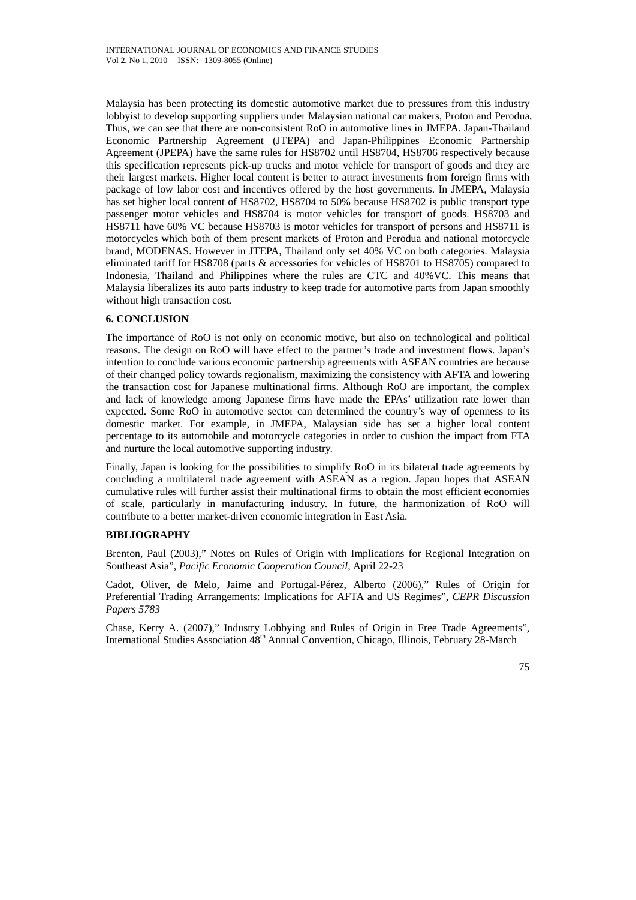Malaysia has been protecting its domestic automotive market due to pressures from this industry lobbyist to develop supporting suppliers under Malaysian national car makers, Proton and Perodua. Thus, we can see that there are non-consistent RoO in automotive lines in JMEPA. Japan-Thailand Economic Partnership Agreement (JTEPA) and Japan-Philippines Economic Partnership Agreement (JPEPA) have the same rules for HS8702 until HS8704, HS8706 respectively because this specification represents pick-up trucks and motor vehicle for transport of goods and they are their largest markets. Higher local content is better to attract investments from foreign firms with package of low labor cost and incentives offered by the host governments. In JMEPA, Malaysia has set higher local content of HS8702, HS8704 to 50% because HS8702 is public transport type passenger motor vehicles and HS8704 is motor vehicles for transport of goods. HS8703 and HS8711 have 60% VC because HS8703 is motor vehicles for transport of persons and HS8711 is motorcycles which both of them present markets of Proton and Perodua and national motorcycle brand, MODENAS. However in JTEPA, Thailand only set 40% VC on both categories. Malaysia eliminated tariff for HS8708 (parts & accessories for vehicles of HS8701 to HS8705) compared to Indonesia, Thailand and Philippines where the rules are CTC and 40%VC. This means that Malaysia liberalizes its auto parts industry to keep trade for automotive parts from Japan smoothly without high transaction cost.

## 6. CONCLUSION

The importance of RoO is not only on economic motive, but also on technological and political reasons. The design on RoO will have effect to the partner's trade and investment flows. Japan's intention to conclude various economic partnership agreements with ASEAN countries are because of their changed policy towards regionalism, maximizing the consistency with AFTA and lowering the transaction cost for Japanese multinational firms. Although RoO are important, the complex and lack of knowledge among Japanese firms have made the EPAs' utilization rate lower than expected. Some RoO in automotive sector can determined the country's way of openness to its domestic market. For example, in JMEPA, Malaysian side has set a higher local content percentage to its automobile and motorcycle categories in order to cushion the impact from FTA and nurture the local automotive supporting industry.

Finally, Japan is looking for the possibilities to simplify RoO in its bilateral trade agreements by concluding a multilateral trade agreement with ASEAN as a region. Japan hopes that ASEAN cumulative rules will further assist their multinational firms to obtain the most efficient economies of scale, particularly in manufacturing industry. In future, the harmonization of RoO will contribute to a better market-driven economic integration in East Asia.

## BIBLIOGRAPHY

Brenton, Paul (2003)," Notes on Rules of Origin with Implications for Regional Integration on Southeast Asia", *Pacific Economic Cooperation Council*, April 22-23

Cadot, Oliver, de Melo, Jaime and Portugal-Pérez, Alberto (2006)," Rules of Origin for Preferential Trading Arrangements: Implications for AFTA and US Regimes", *CEPR Discussion Papers 5783*

Chase, Kerry A. (2007)," Industry Lobbying and Rules of Origin in Free Trade Agreements", International Studies Association 48th Annual Convention, Chicago, Illinois, February 28-March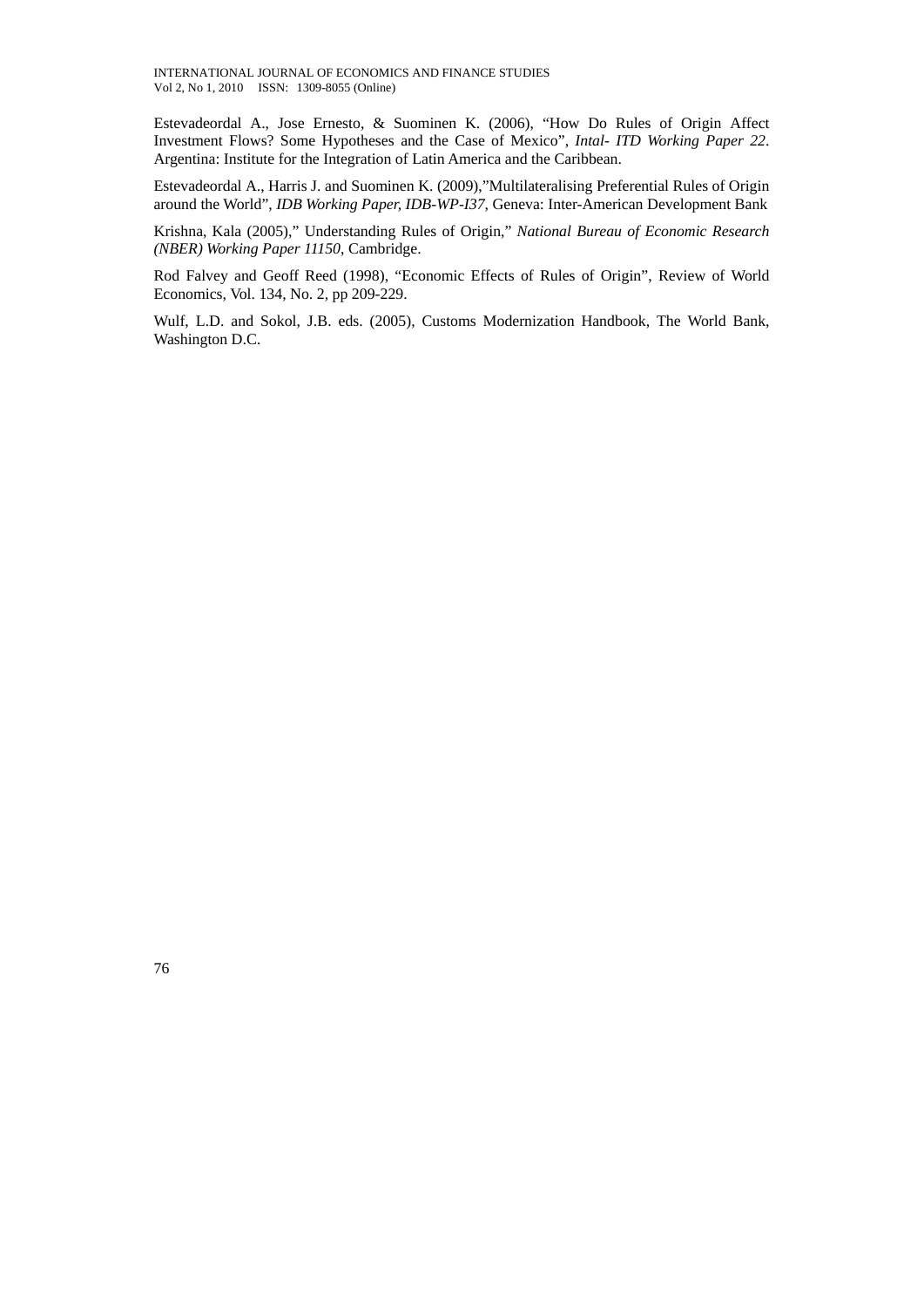Estevadeordal A., Jose Ernesto, & Suominen K. (2006), "How Do Rules of Origin Affect Investment Flows? Some Hypotheses and the Case of Mexico", *Intal- ITD Working Paper 22*. Argentina: Institute for the Integration of Latin America and the Caribbean.

Estevadeordal A., Harris J. and Suominen K. (2009),"Multilateralising Preferential Rules of Origin around the World", *IDB Working Paper, IDB-WP-I37*, Geneva: Inter-American Development Bank

Krishna, Kala (2005)," Understanding Rules of Origin," *National Bureau of Economic Research (NBER) Working Paper 11150*, Cambridge.

Rod Falvey and Geoff Reed (1998), "Economic Effects of Rules of Origin", Review of World Economics, Vol. 134, No. 2, pp 209-229.

Wulf, L.D. and Sokol, J.B. eds. (2005), Customs Modernization Handbook, The World Bank, Washington D.C.